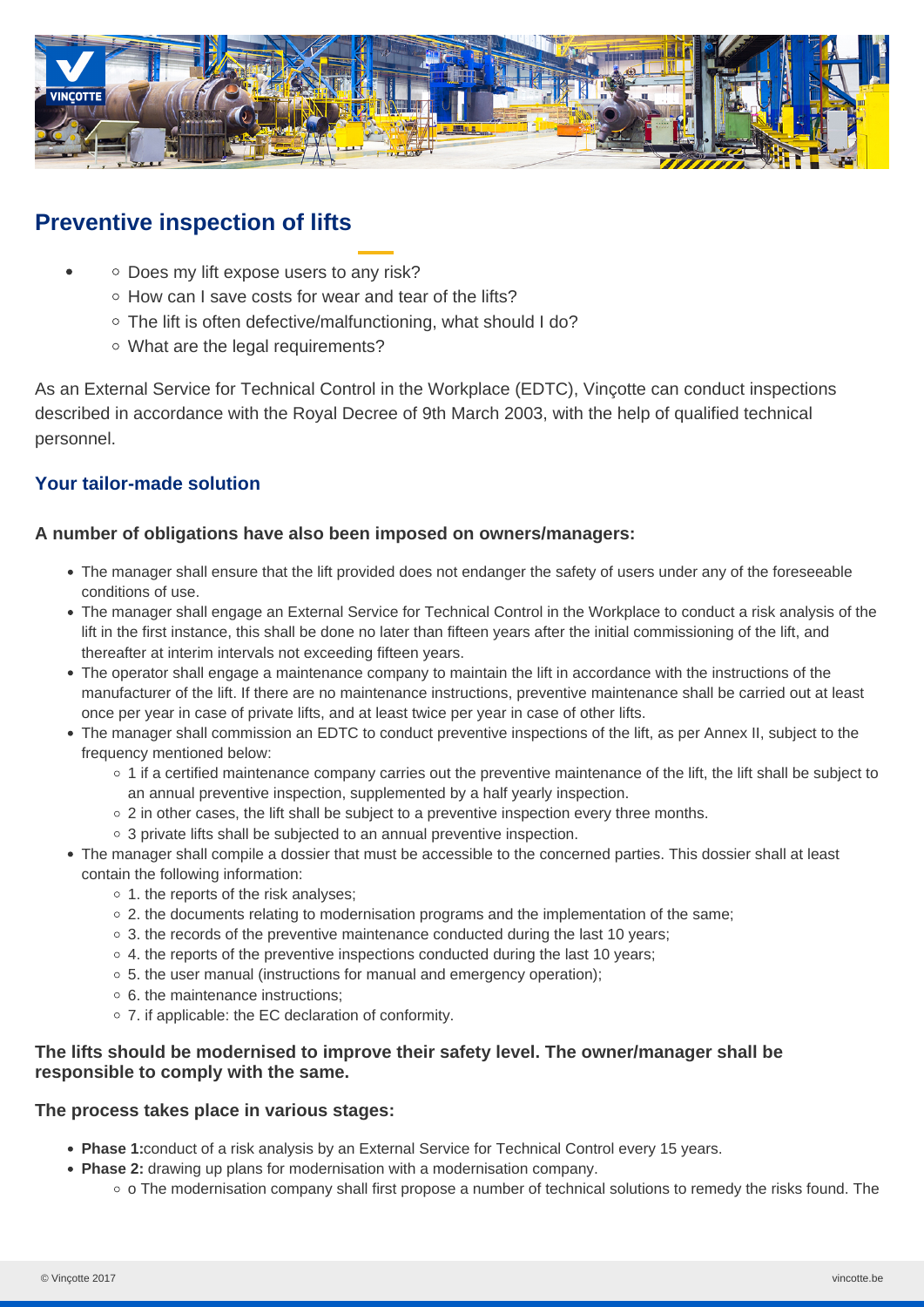# Preventive inspection of lifts

- 
  - Does my lift expose users to any risk?
  - How can I save costs for wear and tear of the lifts?
  - The lift is often defective/malfunctioning, what should I do?
  - What are the legal requirements?

As an External Service for Technical Control in the Workplace (EDTC), Vinçotte can conduct inspections described in accordance with the Royal Decree of 9th March 2003, with the help of qualified technical personnel.

### Your tailor-made solution

#### A number of obligations have also been imposed on owners/managers:

- The manager shall ensure that the lift provided does not endanger the safety of users under any of the foreseeable conditions of use.
- The manager shall engage an External Service for Technical Control in the Workplace to conduct a risk analysis of the lift in the first instance, this shall be done no later than fifteen years after the initial commissioning of the lift, and thereafter at interim intervals not exceeding fifteen years.
- The operator shall engage a maintenance company to maintain the lift in accordance with the instructions of the manufacturer of the lift. If there are no maintenance instructions, preventive maintenance shall be carried out at least once per year in case of private lifts, and at least twice per year in case of other lifts.
- The manager shall commission an EDTC to conduct preventive inspections of the lift, as per Annex II, subject to the frequency mentioned below:
  - 1 if a certified maintenance company carries out the preventive maintenance of the lift, the lift shall be subject to an annual preventive inspection, supplemented by a half yearly inspection.
  - 2 in other cases, the lift shall be subject to a preventive inspection every three months.
  - 3 private lifts shall be subjected to an annual preventive inspection.
- The manager shall compile a dossier that must be accessible to the concerned parties. This dossier shall at least contain the following information:
  - 1. the reports of the risk analyses;
  - 2. the documents relating to modernisation programs and the implementation of the same;
  - 3. the records of the preventive maintenance conducted during the last 10 years;
  - 4. the reports of the preventive inspections conducted during the last 10 years;
  - 5. the user manual (instructions for manual and emergency operation);
  - 6. the maintenance instructions;
  - 7. if applicable: the EC declaration of conformity.

#### The lifts should be modernised to improve their safety level. The owner/manager shall be responsible to comply with the same.

#### The process takes place in various stages:

- **Phase 1:**conduct of a risk analysis by an External Service for Technical Control every 15 years.
- **Phase 2:** drawing up plans for modernisation with a modernisation company.
  - o The modernisation company shall first propose a number of technical solutions to remedy the risks found. The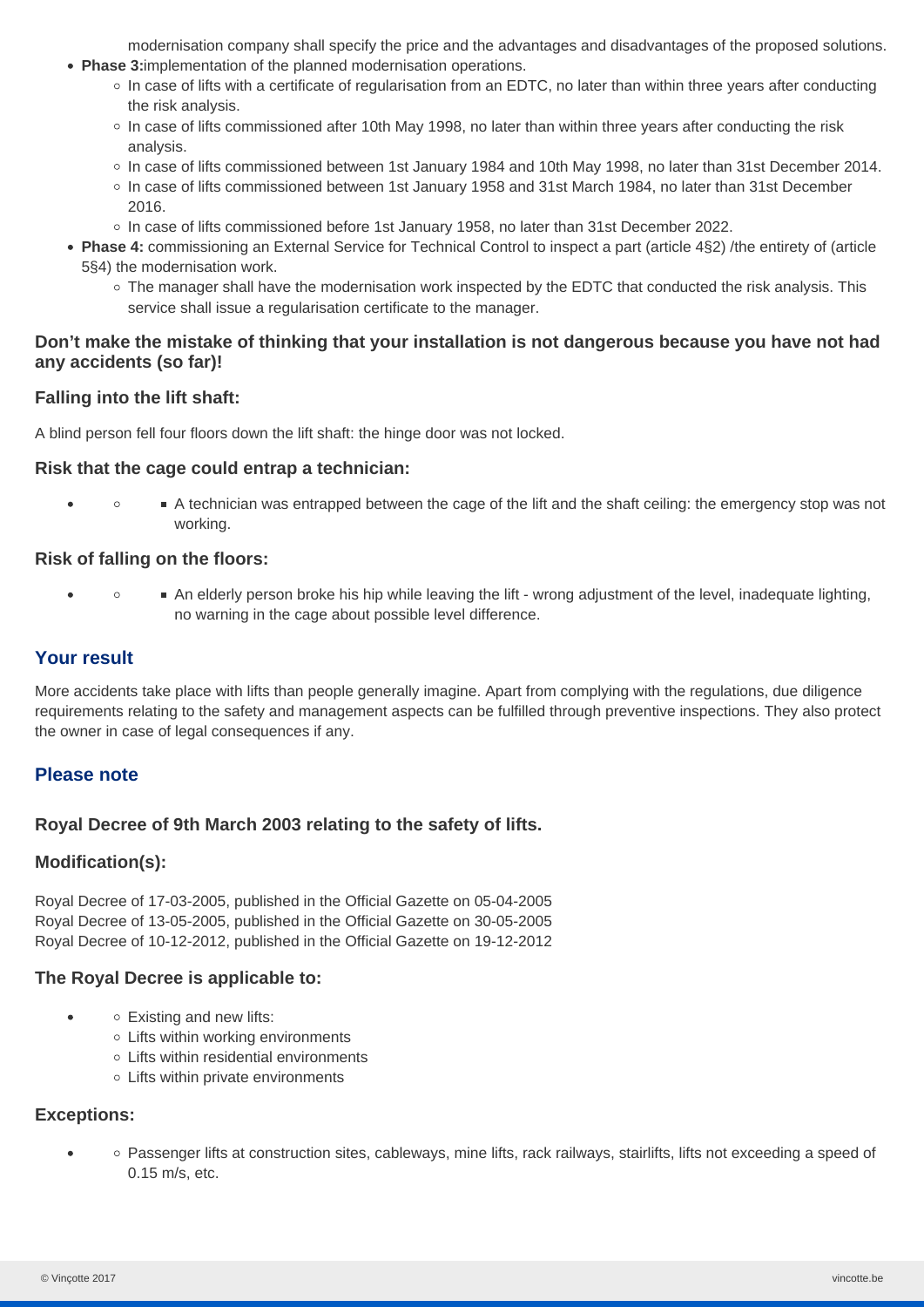modernisation company shall specify the price and the advantages and disadvantages of the proposed solutions.

- **Phase 3:** implementation of the planned modernisation operations.
  - In case of lifts with a certificate of regularisation from an EDTC, no later than within three years after conducting the risk analysis.
  - In case of lifts commissioned after 10th May 1998, no later than within three years after conducting the risk analysis.
  - In case of lifts commissioned between 1st January 1984 and 10th May 1998, no later than 31st December 2014.
  - In case of lifts commissioned between 1st January 1958 and 31st March 1984, no later than 31st December 2016.
  - In case of lifts commissioned before 1st January 1958, no later than 31st December 2022.
- **Phase 4:** commissioning an External Service for Technical Control to inspect a part (article 4§2) /the entirety of (article 5§4) the modernisation work.
  - The manager shall have the modernisation work inspected by the EDTC that conducted the risk analysis. This service shall issue a regularisation certificate to the manager.

### Don't make the mistake of thinking that your installation is not dangerous because you have not had any accidents (so far)!

### Falling into the lift shaft:

A blind person fell four floors down the lift shaft: the hinge door was not locked.

### Risk that the cage could entrap a technician:

- A technician was entrapped between the cage of the lift and the shaft ceiling: the emergency stop was not working.

### Risk of falling on the floors:

- An elderly person broke his hip while leaving the lift - wrong adjustment of the level, inadequate lighting, no warning in the cage about possible level difference.

## Your result

More accidents take place with lifts than people generally imagine. Apart from complying with the regulations, due diligence requirements relating to the safety and management aspects can be fulfilled through preventive inspections. They also protect the owner in case of legal consequences if any.

## Please note

### Royal Decree of 9th March 2003 relating to the safety of lifts.

### Modification(s):

Royal Decree of 17-03-2005, published in the Official Gazette on 05-04-2005
Royal Decree of 13-05-2005, published in the Official Gazette on 30-05-2005
Royal Decree of 10-12-2012, published in the Official Gazette on 19-12-2012

### The Royal Decree is applicable to:

- Existing and new lifts:
- Lifts within working environments
- Lifts within residential environments
- Lifts within private environments

### Exceptions:

- Passenger lifts at construction sites, cableways, mine lifts, rack railways, stairlifts, lifts not exceeding a speed of 0.15 m/s, etc.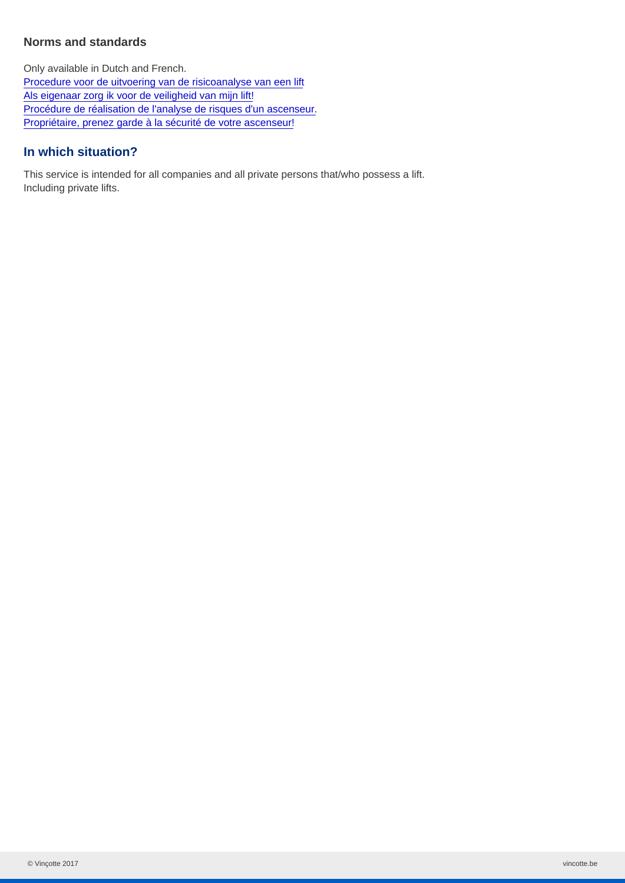## Norms and standards

Only available in Dutch and French.  
Procedure voor de uitvoering van de risicoanalyse van een lift  
Als eigenaar zorg ik voor de veiligheid van mijn lift!  
Procédure de réalisation de l'analyse de risques d'un ascenseur.  
Propriétaire, prenez garde à la sécurité de votre ascenseur!

## In which situation?

This service is intended for all companies and all private persons that/who possess a lift.  
Including private lifts.